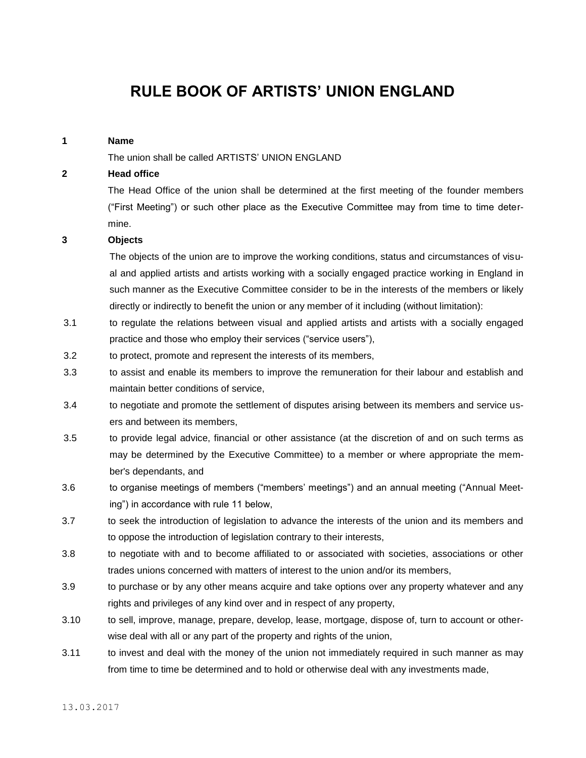# RULE BOOK OF ARTISTS' UNION ENGLAND

**1 Name**

The union shall be called ARTISTS' UNION ENGLAND

**2 Head office**

The Head Office of the union shall be determined at the first meeting of the founder members ("First Meeting") or such other place as the Executive Committee may from time to time determine.

**3 Objects**

The objects of the union are to improve the working conditions, status and circumstances of visual and applied artists and artists working with a socially engaged practice working in England in such manner as the Executive Committee consider to be in the interests of the members or likely directly or indirectly to benefit the union or any member of it including (without limitation):

3.1 to regulate the relations between visual and applied artists and artists with a socially engaged practice and those who employ their services ("service users"),

3.2 to protect, promote and represent the interests of its members,

3.3 to assist and enable its members to improve the remuneration for their labour and establish and maintain better conditions of service,

3.4 to negotiate and promote the settlement of disputes arising between its members and service users and between its members,

3.5 to provide legal advice, financial or other assistance (at the discretion of and on such terms as may be determined by the Executive Committee) to a member or where appropriate the member's dependants, and

3.6 to organise meetings of members ("members' meetings") and an annual meeting ("Annual Meeting") in accordance with rule 11 below,

3.7 to seek the introduction of legislation to advance the interests of the union and its members and to oppose the introduction of legislation contrary to their interests,

3.8 to negotiate with and to become affiliated to or associated with societies, associations or other trades unions concerned with matters of interest to the union and/or its members,

3.9 to purchase or by any other means acquire and take options over any property whatever and any rights and privileges of any kind over and in respect of any property,

3.10 to sell, improve, manage, prepare, develop, lease, mortgage, dispose of, turn to account or otherwise deal with all or any part of the property and rights of the union,

3.11 to invest and deal with the money of the union not immediately required in such manner as may from time to time be determined and to hold or otherwise deal with any investments made,

13.03.2017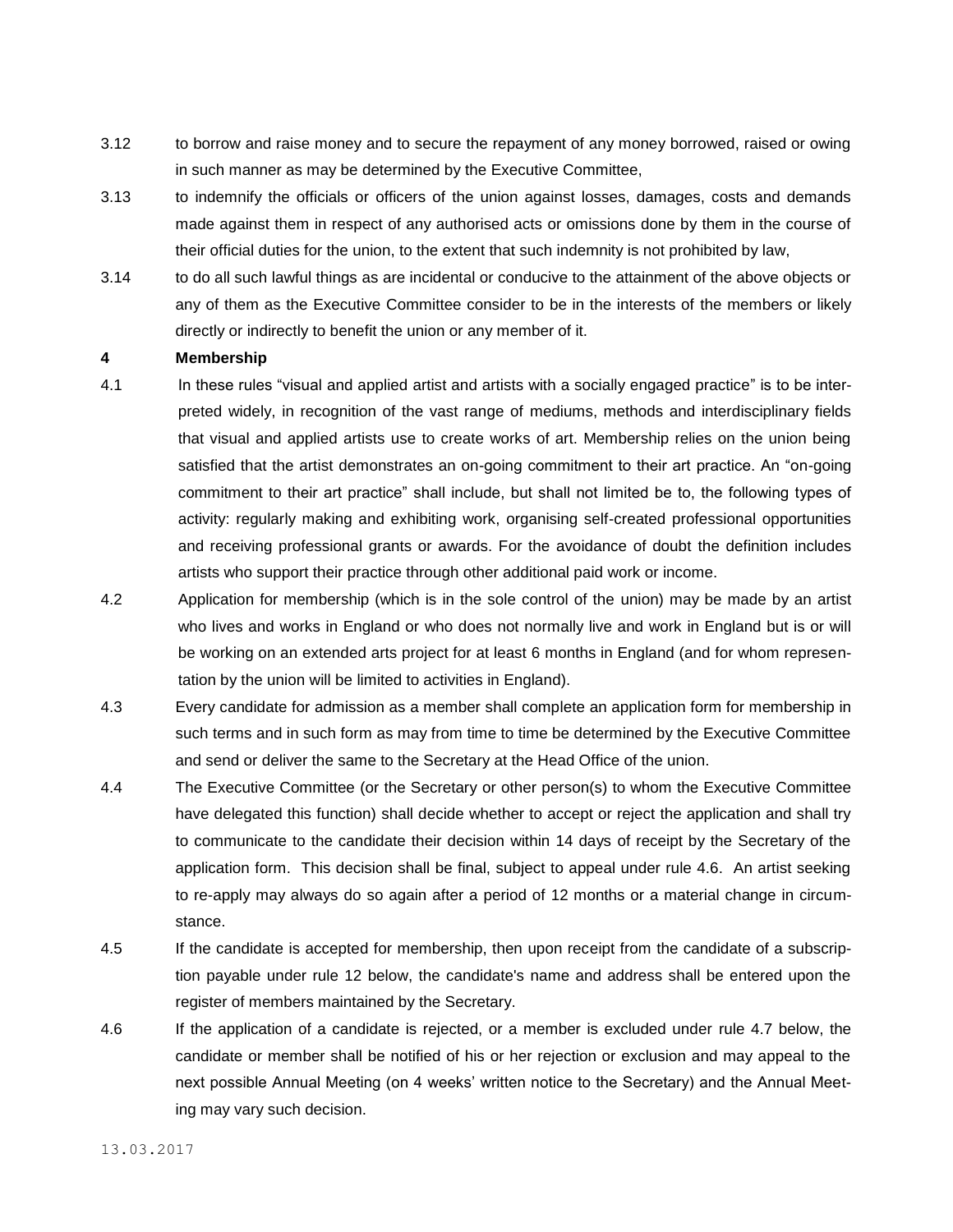3.12 to borrow and raise money and to secure the repayment of any money borrowed, raised or owing in such manner as may be determined by the Executive Committee,

3.13 to indemnify the officials or officers of the union against losses, damages, costs and demands made against them in respect of any authorised acts or omissions done by them in the course of their official duties for the union, to the extent that such indemnity is not prohibited by law,

3.14 to do all such lawful things as are incidental or conducive to the attainment of the above objects or any of them as the Executive Committee consider to be in the interests of the members or likely directly or indirectly to benefit the union or any member of it.

## 4 Membership

4.1 In these rules "visual and applied artist and artists with a socially engaged practice" is to be interpreted widely, in recognition of the vast range of mediums, methods and interdisciplinary fields that visual and applied artists use to create works of art. Membership relies on the union being satisfied that the artist demonstrates an on-going commitment to their art practice. An "on-going commitment to their art practice" shall include, but shall not limited be to, the following types of activity: regularly making and exhibiting work, organising self-created professional opportunities and receiving professional grants or awards. For the avoidance of doubt the definition includes artists who support their practice through other additional paid work or income.

4.2 Application for membership (which is in the sole control of the union) may be made by an artist who lives and works in England or who does not normally live and work in England but is or will be working on an extended arts project for at least 6 months in England (and for whom representation by the union will be limited to activities in England).

4.3 Every candidate for admission as a member shall complete an application form for membership in such terms and in such form as may from time to time be determined by the Executive Committee and send or deliver the same to the Secretary at the Head Office of the union.

4.4 The Executive Committee (or the Secretary or other person(s) to whom the Executive Committee have delegated this function) shall decide whether to accept or reject the application and shall try to communicate to the candidate their decision within 14 days of receipt by the Secretary of the application form. This decision shall be final, subject to appeal under rule 4.6. An artist seeking to re-apply may always do so again after a period of 12 months or a material change in circumstance.

4.5 If the candidate is accepted for membership, then upon receipt from the candidate of a subscription payable under rule 12 below, the candidate's name and address shall be entered upon the register of members maintained by the Secretary.

4.6 If the application of a candidate is rejected, or a member is excluded under rule 4.7 below, the candidate or member shall be notified of his or her rejection or exclusion and may appeal to the next possible Annual Meeting (on 4 weeks' written notice to the Secretary) and the Annual Meeting may vary such decision.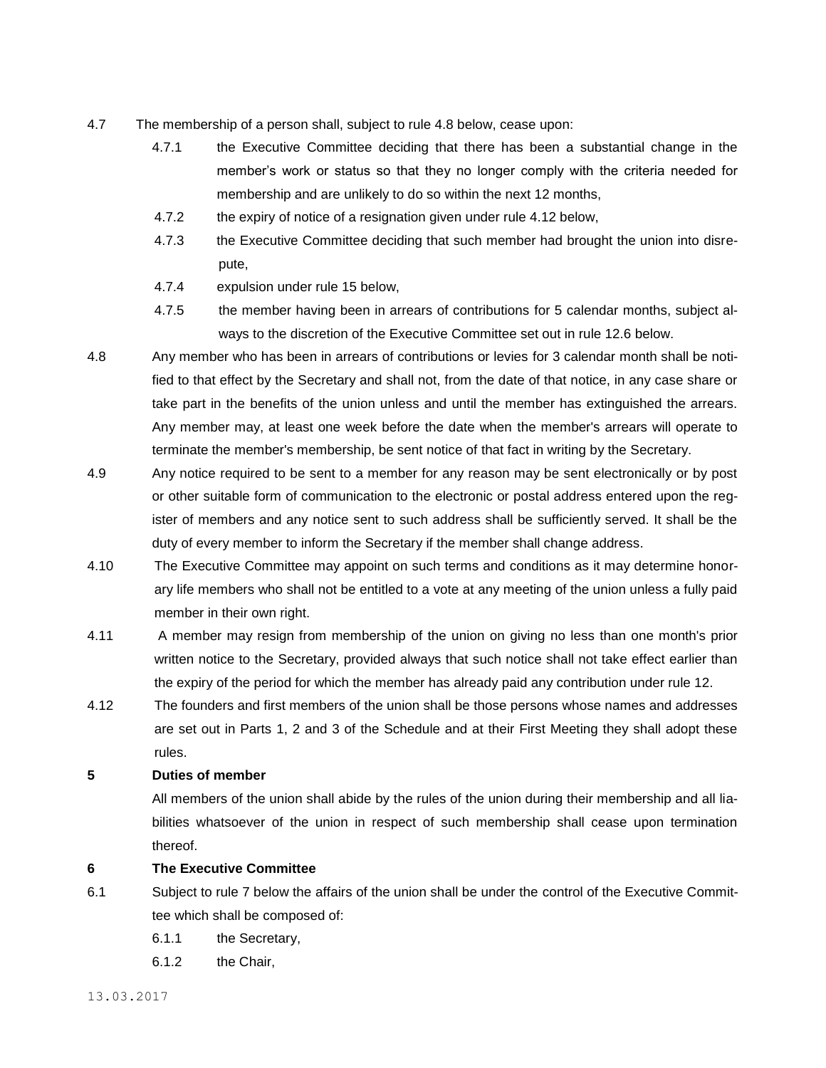4.7 The membership of a person shall, subject to rule 4.8 below, cease upon:

- 4.7.1 the Executive Committee deciding that there has been a substantial change in the member's work or status so that they no longer comply with the criteria needed for membership and are unlikely to do so within the next 12 months,
- 4.7.2 the expiry of notice of a resignation given under rule 4.12 below,
- 4.7.3 the Executive Committee deciding that such member had brought the union into disrepute,
- 4.7.4 expulsion under rule 15 below,
- 4.7.5 the member having been in arrears of contributions for 5 calendar months, subject always to the discretion of the Executive Committee set out in rule 12.6 below.

4.8 Any member who has been in arrears of contributions or levies for 3 calendar month shall be notified to that effect by the Secretary and shall not, from the date of that notice, in any case share or take part in the benefits of the union unless and until the member has extinguished the arrears. Any member may, at least one week before the date when the member's arrears will operate to terminate the member's membership, be sent notice of that fact in writing by the Secretary.

4.9 Any notice required to be sent to a member for any reason may be sent electronically or by post or other suitable form of communication to the electronic or postal address entered upon the register of members and any notice sent to such address shall be sufficiently served. It shall be the duty of every member to inform the Secretary if the member shall change address.

4.10 The Executive Committee may appoint on such terms and conditions as it may determine honorary life members who shall not be entitled to a vote at any meeting of the union unless a fully paid member in their own right.

4.11 A member may resign from membership of the union on giving no less than one month's prior written notice to the Secretary, provided always that such notice shall not take effect earlier than the expiry of the period for which the member has already paid any contribution under rule 12.

4.12 The founders and first members of the union shall be those persons whose names and addresses are set out in Parts 1, 2 and 3 of the Schedule and at their First Meeting they shall adopt these rules.

**5 Duties of member**

All members of the union shall abide by the rules of the union during their membership and all liabilities whatsoever of the union in respect of such membership shall cease upon termination thereof.

**6 The Executive Committee**

6.1 Subject to rule 7 below the affairs of the union shall be under the control of the Executive Committee which shall be composed of:

- 6.1.1 the Secretary,
- 6.1.2 the Chair,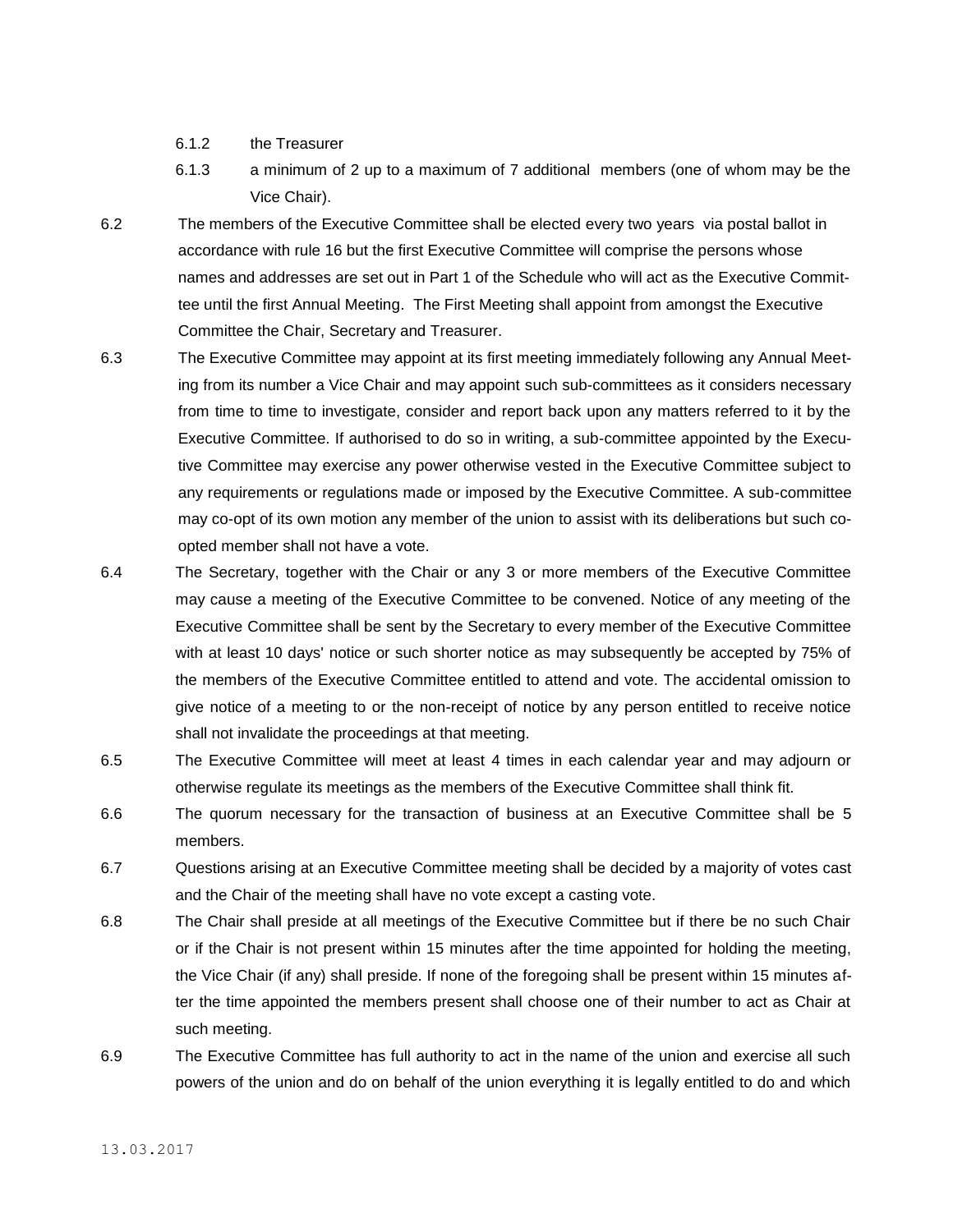6.1.2 the Treasurer

6.1.3 a minimum of 2 up to a maximum of 7 additional members (one of whom may be the Vice Chair).

6.2 The members of the Executive Committee shall be elected every two years via postal ballot in accordance with rule 16 but the first Executive Committee will comprise the persons whose names and addresses are set out in Part 1 of the Schedule who will act as the Executive Committee until the first Annual Meeting. The First Meeting shall appoint from amongst the Executive Committee the Chair, Secretary and Treasurer.

6.3 The Executive Committee may appoint at its first meeting immediately following any Annual Meeting from its number a Vice Chair and may appoint such sub-committees as it considers necessary from time to time to investigate, consider and report back upon any matters referred to it by the Executive Committee. If authorised to do so in writing, a sub-committee appointed by the Executive Committee may exercise any power otherwise vested in the Executive Committee subject to any requirements or regulations made or imposed by the Executive Committee. A sub-committee may co-opt of its own motion any member of the union to assist with its deliberations but such co-opted member shall not have a vote.

6.4 The Secretary, together with the Chair or any 3 or more members of the Executive Committee may cause a meeting of the Executive Committee to be convened. Notice of any meeting of the Executive Committee shall be sent by the Secretary to every member of the Executive Committee with at least 10 days' notice or such shorter notice as may subsequently be accepted by 75% of the members of the Executive Committee entitled to attend and vote. The accidental omission to give notice of a meeting to or the non-receipt of notice by any person entitled to receive notice shall not invalidate the proceedings at that meeting.

6.5 The Executive Committee will meet at least 4 times in each calendar year and may adjourn or otherwise regulate its meetings as the members of the Executive Committee shall think fit.

6.6 The quorum necessary for the transaction of business at an Executive Committee shall be 5 members.

6.7 Questions arising at an Executive Committee meeting shall be decided by a majority of votes cast and the Chair of the meeting shall have no vote except a casting vote.

6.8 The Chair shall preside at all meetings of the Executive Committee but if there be no such Chair or if the Chair is not present within 15 minutes after the time appointed for holding the meeting, the Vice Chair (if any) shall preside. If none of the foregoing shall be present within 15 minutes after the time appointed the members present shall choose one of their number to act as Chair at such meeting.

6.9 The Executive Committee has full authority to act in the name of the union and exercise all such powers of the union and do on behalf of the union everything it is legally entitled to do and which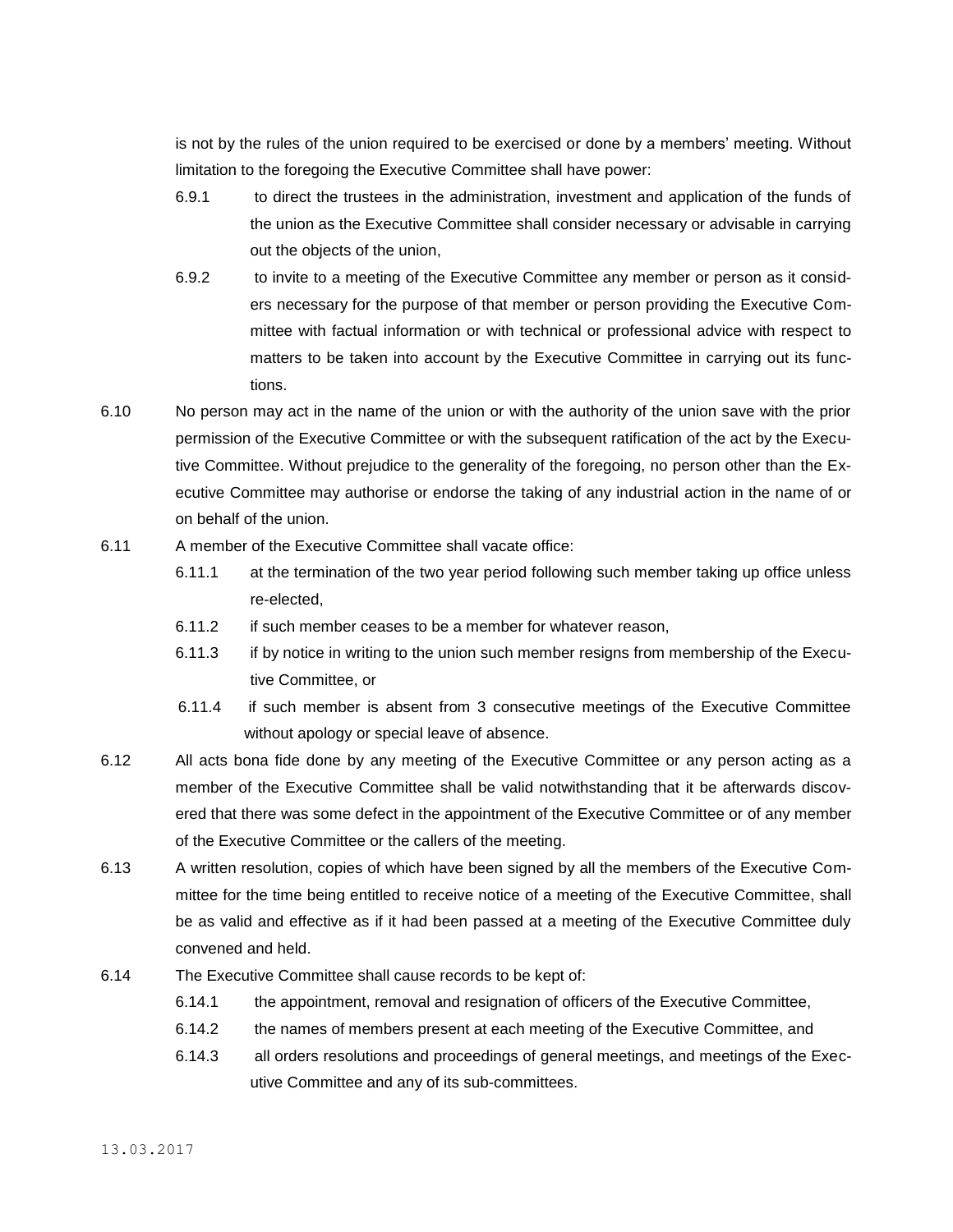is not by the rules of the union required to be exercised or done by a members' meeting. Without limitation to the foregoing the Executive Committee shall have power:

6.9.1 to direct the trustees in the administration, investment and application of the funds of the union as the Executive Committee shall consider necessary or advisable in carrying out the objects of the union,

6.9.2 to invite to a meeting of the Executive Committee any member or person as it considers necessary for the purpose of that member or person providing the Executive Committee with factual information or with technical or professional advice with respect to matters to be taken into account by the Executive Committee in carrying out its functions.

6.10 No person may act in the name of the union or with the authority of the union save with the prior permission of the Executive Committee or with the subsequent ratification of the act by the Executive Committee. Without prejudice to the generality of the foregoing, no person other than the Executive Committee may authorise or endorse the taking of any industrial action in the name of or on behalf of the union.

6.11 A member of the Executive Committee shall vacate office:

6.11.1 at the termination of the two year period following such member taking up office unless re-elected,

6.11.2 if such member ceases to be a member for whatever reason,

6.11.3 if by notice in writing to the union such member resigns from membership of the Executive Committee, or

6.11.4 if such member is absent from 3 consecutive meetings of the Executive Committee without apology or special leave of absence.

6.12 All acts bona fide done by any meeting of the Executive Committee or any person acting as a member of the Executive Committee shall be valid notwithstanding that it be afterwards discovered that there was some defect in the appointment of the Executive Committee or of any member of the Executive Committee or the callers of the meeting.

6.13 A written resolution, copies of which have been signed by all the members of the Executive Committee for the time being entitled to receive notice of a meeting of the Executive Committee, shall be as valid and effective as if it had been passed at a meeting of the Executive Committee duly convened and held.

6.14 The Executive Committee shall cause records to be kept of:

6.14.1 the appointment, removal and resignation of officers of the Executive Committee,

6.14.2 the names of members present at each meeting of the Executive Committee, and

6.14.3 all orders resolutions and proceedings of general meetings, and meetings of the Executive Committee and any of its sub-committees.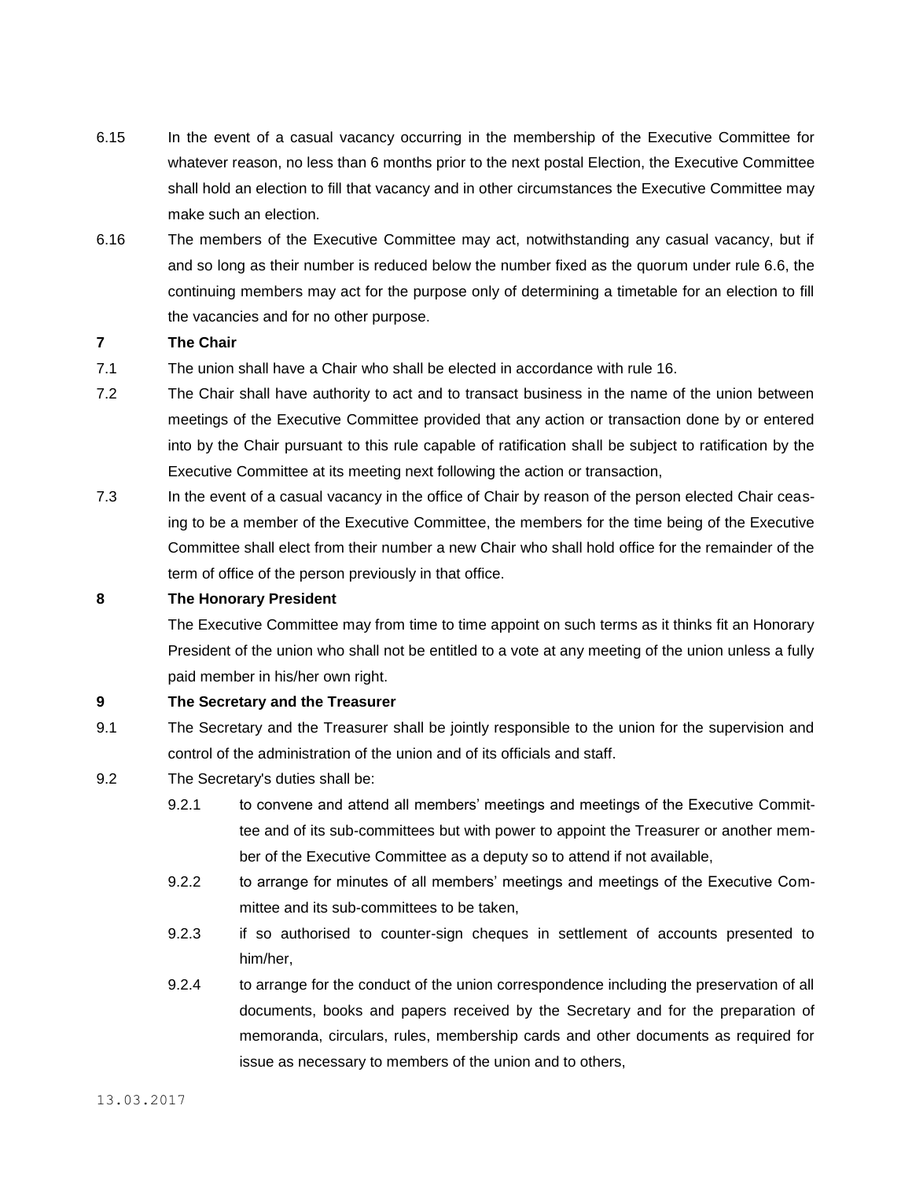6.15 In the event of a casual vacancy occurring in the membership of the Executive Committee for whatever reason, no less than 6 months prior to the next postal Election, the Executive Committee shall hold an election to fill that vacancy and in other circumstances the Executive Committee may make such an election.

6.16 The members of the Executive Committee may act, notwithstanding any casual vacancy, but if and so long as their number is reduced below the number fixed as the quorum under rule 6.6, the continuing members may act for the purpose only of determining a timetable for an election to fill the vacancies and for no other purpose.

## 7 The Chair

7.1 The union shall have a Chair who shall be elected in accordance with rule 16.

7.2 The Chair shall have authority to act and to transact business in the name of the union between meetings of the Executive Committee provided that any action or transaction done by or entered into by the Chair pursuant to this rule capable of ratification shall be subject to ratification by the Executive Committee at its meeting next following the action or transaction,

7.3 In the event of a casual vacancy in the office of Chair by reason of the person elected Chair ceasing to be a member of the Executive Committee, the members for the time being of the Executive Committee shall elect from their number a new Chair who shall hold office for the remainder of the term of office of the person previously in that office.

## 8 The Honorary President

The Executive Committee may from time to time appoint on such terms as it thinks fit an Honorary President of the union who shall not be entitled to a vote at any meeting of the union unless a fully paid member in his/her own right.

## 9 The Secretary and the Treasurer

9.1 The Secretary and the Treasurer shall be jointly responsible to the union for the supervision and control of the administration of the union and of its officials and staff.

9.2 The Secretary's duties shall be:

- 9.2.1 to convene and attend all members' meetings and meetings of the Executive Committee and of its sub-committees but with power to appoint the Treasurer or another member of the Executive Committee as a deputy so to attend if not available,
- 9.2.2 to arrange for minutes of all members' meetings and meetings of the Executive Committee and its sub-committees to be taken,
- 9.2.3 if so authorised to counter-sign cheques in settlement of accounts presented to him/her,
- 9.2.4 to arrange for the conduct of the union correspondence including the preservation of all documents, books and papers received by the Secretary and for the preparation of memoranda, circulars, rules, membership cards and other documents as required for issue as necessary to members of the union and to others,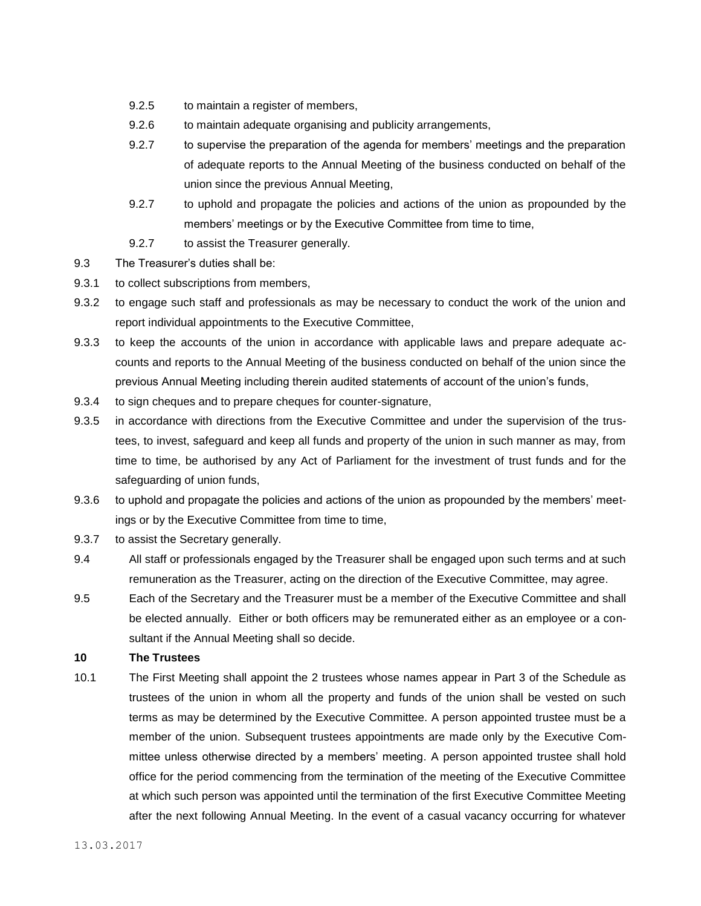9.2.5 to maintain a register of members,

9.2.6 to maintain adequate organising and publicity arrangements,

9.2.7 to supervise the preparation of the agenda for members' meetings and the preparation of adequate reports to the Annual Meeting of the business conducted on behalf of the union since the previous Annual Meeting,

9.2.7 to uphold and propagate the policies and actions of the union as propounded by the members' meetings or by the Executive Committee from time to time,

9.2.7 to assist the Treasurer generally.

9.3 The Treasurer's duties shall be:

9.3.1 to collect subscriptions from members,

9.3.2 to engage such staff and professionals as may be necessary to conduct the work of the union and report individual appointments to the Executive Committee,

9.3.3 to keep the accounts of the union in accordance with applicable laws and prepare adequate accounts and reports to the Annual Meeting of the business conducted on behalf of the union since the previous Annual Meeting including therein audited statements of account of the union's funds,

9.3.4 to sign cheques and to prepare cheques for counter-signature,

9.3.5 in accordance with directions from the Executive Committee and under the supervision of the trustees, to invest, safeguard and keep all funds and property of the union in such manner as may, from time to time, be authorised by any Act of Parliament for the investment of trust funds and for the safeguarding of union funds,

9.3.6 to uphold and propagate the policies and actions of the union as propounded by the members' meetings or by the Executive Committee from time to time,

9.3.7 to assist the Secretary generally.

9.4 All staff or professionals engaged by the Treasurer shall be engaged upon such terms and at such remuneration as the Treasurer, acting on the direction of the Executive Committee, may agree.

9.5 Each of the Secretary and the Treasurer must be a member of the Executive Committee and shall be elected annually. Either or both officers may be remunerated either as an employee or a consultant if the Annual Meeting shall so decide.

**10 The Trustees**

10.1 The First Meeting shall appoint the 2 trustees whose names appear in Part 3 of the Schedule as trustees of the union in whom all the property and funds of the union shall be vested on such terms as may be determined by the Executive Committee. A person appointed trustee must be a member of the union. Subsequent trustees appointments are made only by the Executive Committee unless otherwise directed by a members' meeting. A person appointed trustee shall hold office for the period commencing from the termination of the meeting of the Executive Committee at which such person was appointed until the termination of the first Executive Committee Meeting after the next following Annual Meeting. In the event of a casual vacancy occurring for whatever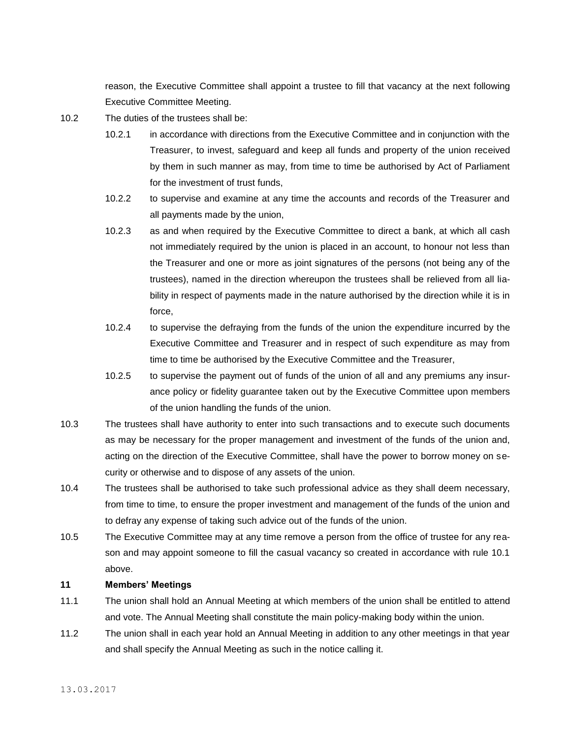reason, the Executive Committee shall appoint a trustee to fill that vacancy at the next following Executive Committee Meeting.

10.2 The duties of the trustees shall be:

10.2.1 in accordance with directions from the Executive Committee and in conjunction with the Treasurer, to invest, safeguard and keep all funds and property of the union received by them in such manner as may, from time to time be authorised by Act of Parliament for the investment of trust funds,

10.2.2 to supervise and examine at any time the accounts and records of the Treasurer and all payments made by the union,

10.2.3 as and when required by the Executive Committee to direct a bank, at which all cash not immediately required by the union is placed in an account, to honour not less than the Treasurer and one or more as joint signatures of the persons (not being any of the trustees), named in the direction whereupon the trustees shall be relieved from all liability in respect of payments made in the nature authorised by the direction while it is in force,

10.2.4 to supervise the defraying from the funds of the union the expenditure incurred by the Executive Committee and Treasurer and in respect of such expenditure as may from time to time be authorised by the Executive Committee and the Treasurer,

10.2.5 to supervise the payment out of funds of the union of all and any premiums any insurance policy or fidelity guarantee taken out by the Executive Committee upon members of the union handling the funds of the union.

10.3 The trustees shall have authority to enter into such transactions and to execute such documents as may be necessary for the proper management and investment of the funds of the union and, acting on the direction of the Executive Committee, shall have the power to borrow money on security or otherwise and to dispose of any assets of the union.

10.4 The trustees shall be authorised to take such professional advice as they shall deem necessary, from time to time, to ensure the proper investment and management of the funds of the union and to defray any expense of taking such advice out of the funds of the union.

10.5 The Executive Committee may at any time remove a person from the office of trustee for any reason and may appoint someone to fill the casual vacancy so created in accordance with rule 10.1 above.

## 11 Members' Meetings

11.1 The union shall hold an Annual Meeting at which members of the union shall be entitled to attend and vote. The Annual Meeting shall constitute the main policy-making body within the union.

11.2 The union shall in each year hold an Annual Meeting in addition to any other meetings in that year and shall specify the Annual Meeting as such in the notice calling it.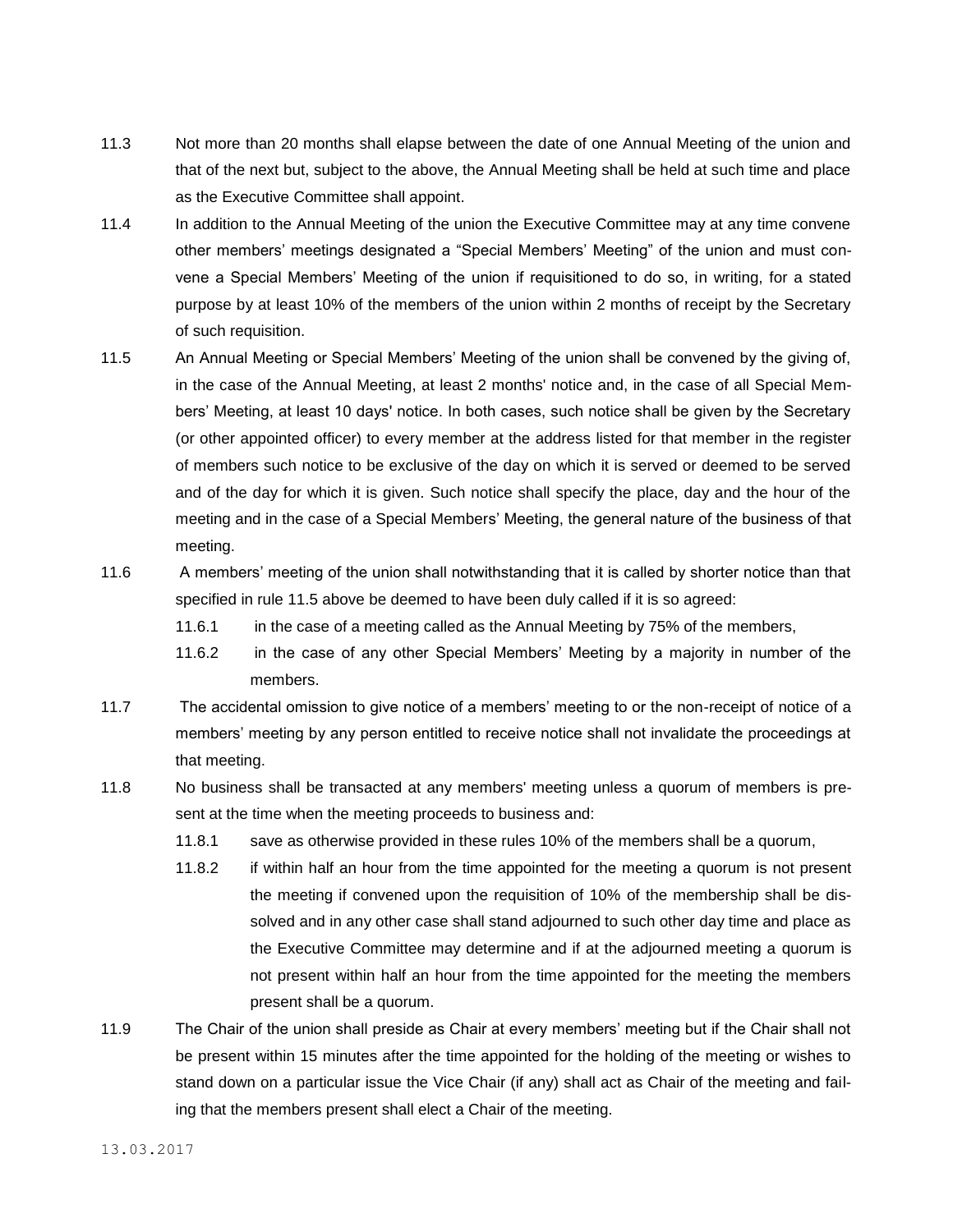11.3 Not more than 20 months shall elapse between the date of one Annual Meeting of the union and that of the next but, subject to the above, the Annual Meeting shall be held at such time and place as the Executive Committee shall appoint.

11.4 In addition to the Annual Meeting of the union the Executive Committee may at any time convene other members' meetings designated a "Special Members' Meeting" of the union and must convene a Special Members' Meeting of the union if requisitioned to do so, in writing, for a stated purpose by at least 10% of the members of the union within 2 months of receipt by the Secretary of such requisition.

11.5 An Annual Meeting or Special Members' Meeting of the union shall be convened by the giving of, in the case of the Annual Meeting, at least 2 months' notice and, in the case of all Special Members' Meeting, at least 10 days' notice. In both cases, such notice shall be given by the Secretary (or other appointed officer) to every member at the address listed for that member in the register of members such notice to be exclusive of the day on which it is served or deemed to be served and of the day for which it is given. Such notice shall specify the place, day and the hour of the meeting and in the case of a Special Members' Meeting, the general nature of the business of that meeting.

11.6 A members' meeting of the union shall notwithstanding that it is called by shorter notice than that specified in rule 11.5 above be deemed to have been duly called if it is so agreed:

- 11.6.1 in the case of a meeting called as the Annual Meeting by 75% of the members,
- 11.6.2 in the case of any other Special Members' Meeting by a majority in number of the members.

11.7 The accidental omission to give notice of a members' meeting to or the non-receipt of notice of a members' meeting by any person entitled to receive notice shall not invalidate the proceedings at that meeting.

11.8 No business shall be transacted at any members' meeting unless a quorum of members is present at the time when the meeting proceeds to business and:

- 11.8.1 save as otherwise provided in these rules 10% of the members shall be a quorum,
- 11.8.2 if within half an hour from the time appointed for the meeting a quorum is not present the meeting if convened upon the requisition of 10% of the membership shall be dissolved and in any other case shall stand adjourned to such other day time and place as the Executive Committee may determine and if at the adjourned meeting a quorum is not present within half an hour from the time appointed for the meeting the members present shall be a quorum.

11.9 The Chair of the union shall preside as Chair at every members' meeting but if the Chair shall not be present within 15 minutes after the time appointed for the holding of the meeting or wishes to stand down on a particular issue the Vice Chair (if any) shall act as Chair of the meeting and failing that the members present shall elect a Chair of the meeting.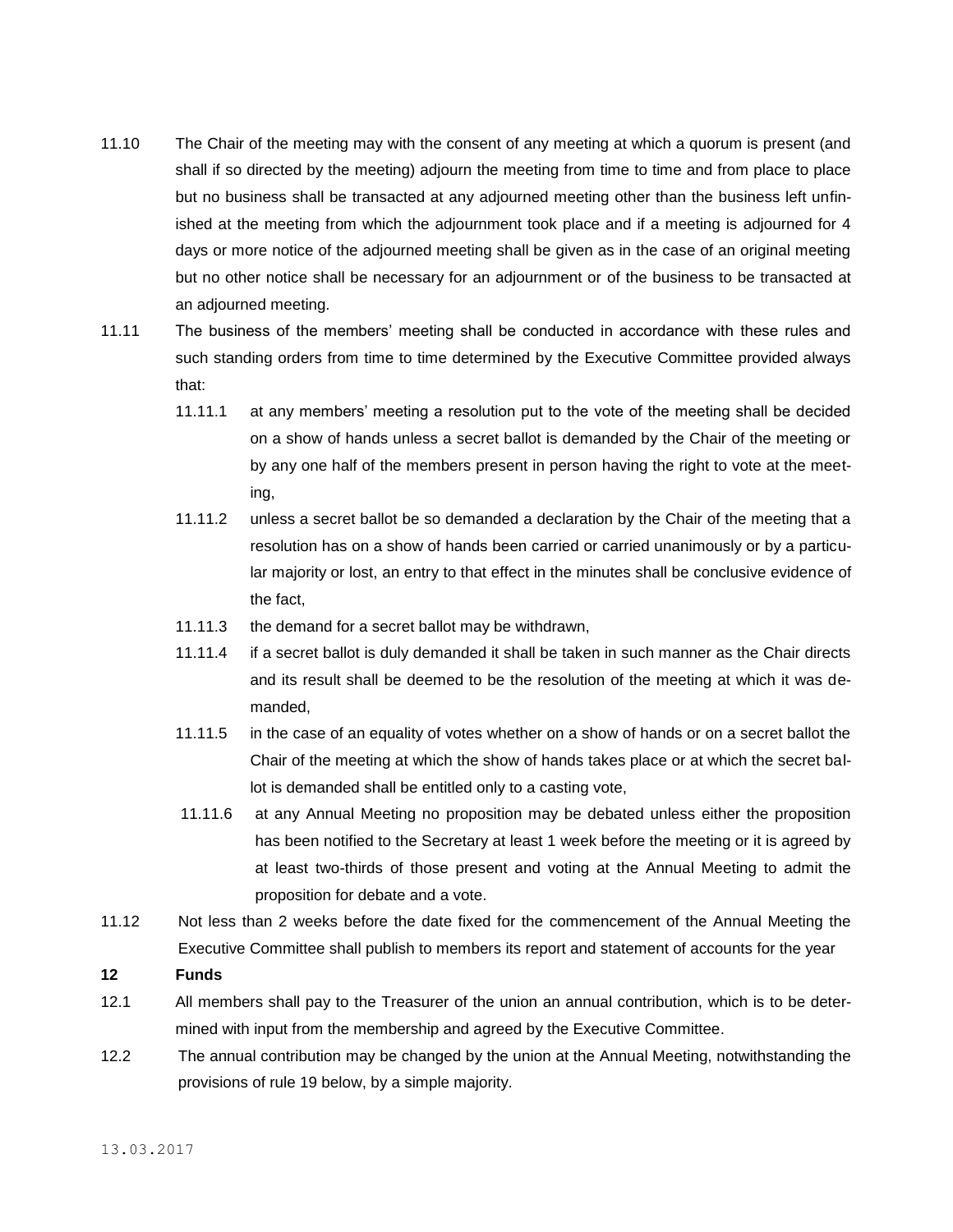11.10 The Chair of the meeting may with the consent of any meeting at which a quorum is present (and shall if so directed by the meeting) adjourn the meeting from time to time and from place to place but no business shall be transacted at any adjourned meeting other than the business left unfinished at the meeting from which the adjournment took place and if a meeting is adjourned for 4 days or more notice of the adjourned meeting shall be given as in the case of an original meeting but no other notice shall be necessary for an adjournment or of the business to be transacted at an adjourned meeting.

11.11 The business of the members' meeting shall be conducted in accordance with these rules and such standing orders from time to time determined by the Executive Committee provided always that:

- 11.11.1 at any members' meeting a resolution put to the vote of the meeting shall be decided on a show of hands unless a secret ballot is demanded by the Chair of the meeting or by any one half of the members present in person having the right to vote at the meeting,
- 11.11.2 unless a secret ballot be so demanded a declaration by the Chair of the meeting that a resolution has on a show of hands been carried or carried unanimously or by a particular majority or lost, an entry to that effect in the minutes shall be conclusive evidence of the fact,
- 11.11.3 the demand for a secret ballot may be withdrawn,
- 11.11.4 if a secret ballot is duly demanded it shall be taken in such manner as the Chair directs and its result shall be deemed to be the resolution of the meeting at which it was demanded,
- 11.11.5 in the case of an equality of votes whether on a show of hands or on a secret ballot the Chair of the meeting at which the show of hands takes place or at which the secret ballot is demanded shall be entitled only to a casting vote,
- 11.11.6 at any Annual Meeting no proposition may be debated unless either the proposition has been notified to the Secretary at least 1 week before the meeting or it is agreed by at least two-thirds of those present and voting at the Annual Meeting to admit the proposition for debate and a vote.

11.12 Not less than 2 weeks before the date fixed for the commencement of the Annual Meeting the Executive Committee shall publish to members its report and statement of accounts for the year

## 12 Funds

12.1 All members shall pay to the Treasurer of the union an annual contribution, which is to be determined with input from the membership and agreed by the Executive Committee.

12.2 The annual contribution may be changed by the union at the Annual Meeting, notwithstanding the provisions of rule 19 below, by a simple majority.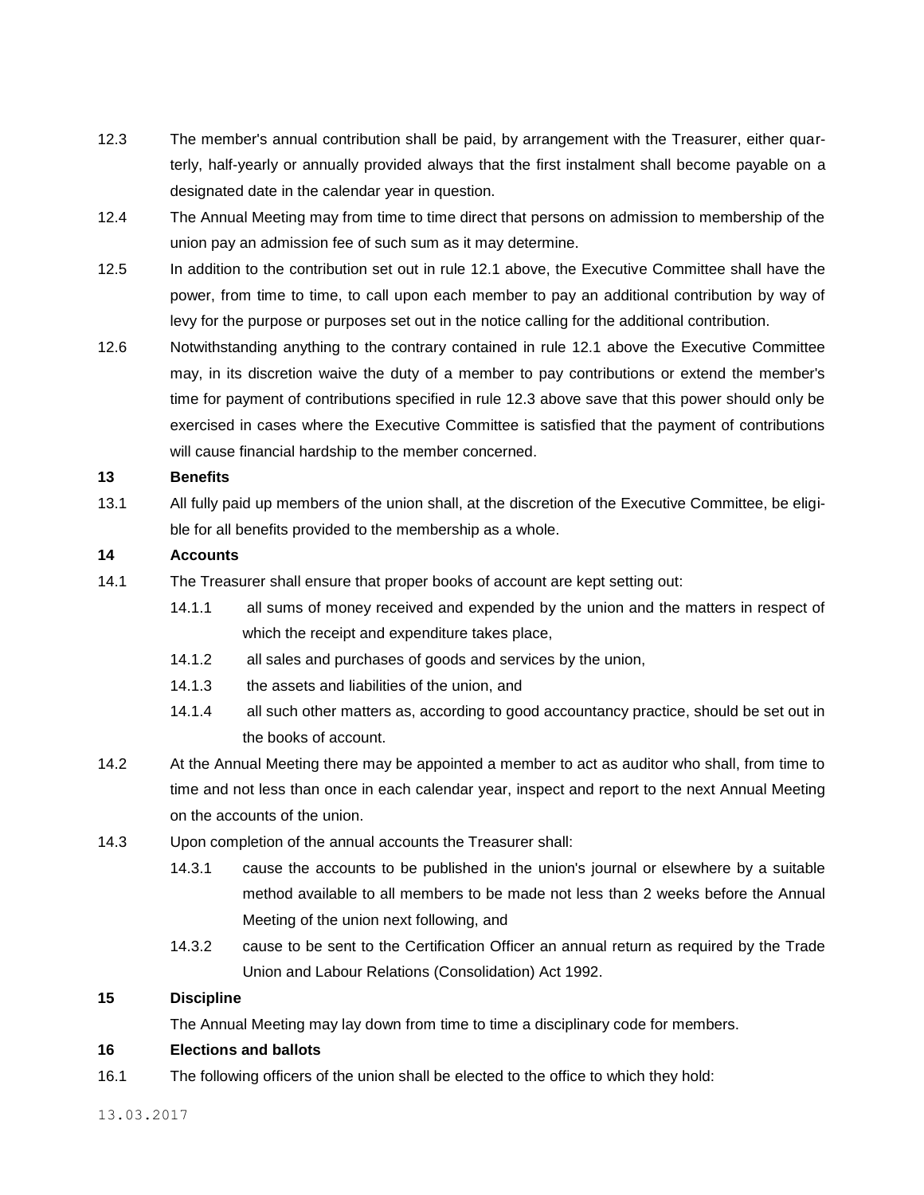12.3 The member's annual contribution shall be paid, by arrangement with the Treasurer, either quarterly, half-yearly or annually provided always that the first instalment shall become payable on a designated date in the calendar year in question.

12.4 The Annual Meeting may from time to time direct that persons on admission to membership of the union pay an admission fee of such sum as it may determine.

12.5 In addition to the contribution set out in rule 12.1 above, the Executive Committee shall have the power, from time to time, to call upon each member to pay an additional contribution by way of levy for the purpose or purposes set out in the notice calling for the additional contribution.

12.6 Notwithstanding anything to the contrary contained in rule 12.1 above the Executive Committee may, in its discretion waive the duty of a member to pay contributions or extend the member's time for payment of contributions specified in rule 12.3 above save that this power should only be exercised in cases where the Executive Committee is satisfied that the payment of contributions will cause financial hardship to the member concerned.

**13 Benefits**

13.1 All fully paid up members of the union shall, at the discretion of the Executive Committee, be eligible for all benefits provided to the membership as a whole.

**14 Accounts**

14.1 The Treasurer shall ensure that proper books of account are kept setting out:

- 14.1.1 all sums of money received and expended by the union and the matters in respect of which the receipt and expenditure takes place,
- 14.1.2 all sales and purchases of goods and services by the union,
- 14.1.3 the assets and liabilities of the union, and
- 14.1.4 all such other matters as, according to good accountancy practice, should be set out in the books of account.

14.2 At the Annual Meeting there may be appointed a member to act as auditor who shall, from time to time and not less than once in each calendar year, inspect and report to the next Annual Meeting on the accounts of the union.

14.3 Upon completion of the annual accounts the Treasurer shall:

- 14.3.1 cause the accounts to be published in the union's journal or elsewhere by a suitable method available to all members to be made not less than 2 weeks before the Annual Meeting of the union next following, and
- 14.3.2 cause to be sent to the Certification Officer an annual return as required by the Trade Union and Labour Relations (Consolidation) Act 1992.

**15 Discipline**

The Annual Meeting may lay down from time to time a disciplinary code for members.

**16 Elections and ballots**

16.1 The following officers of the union shall be elected to the office to which they hold: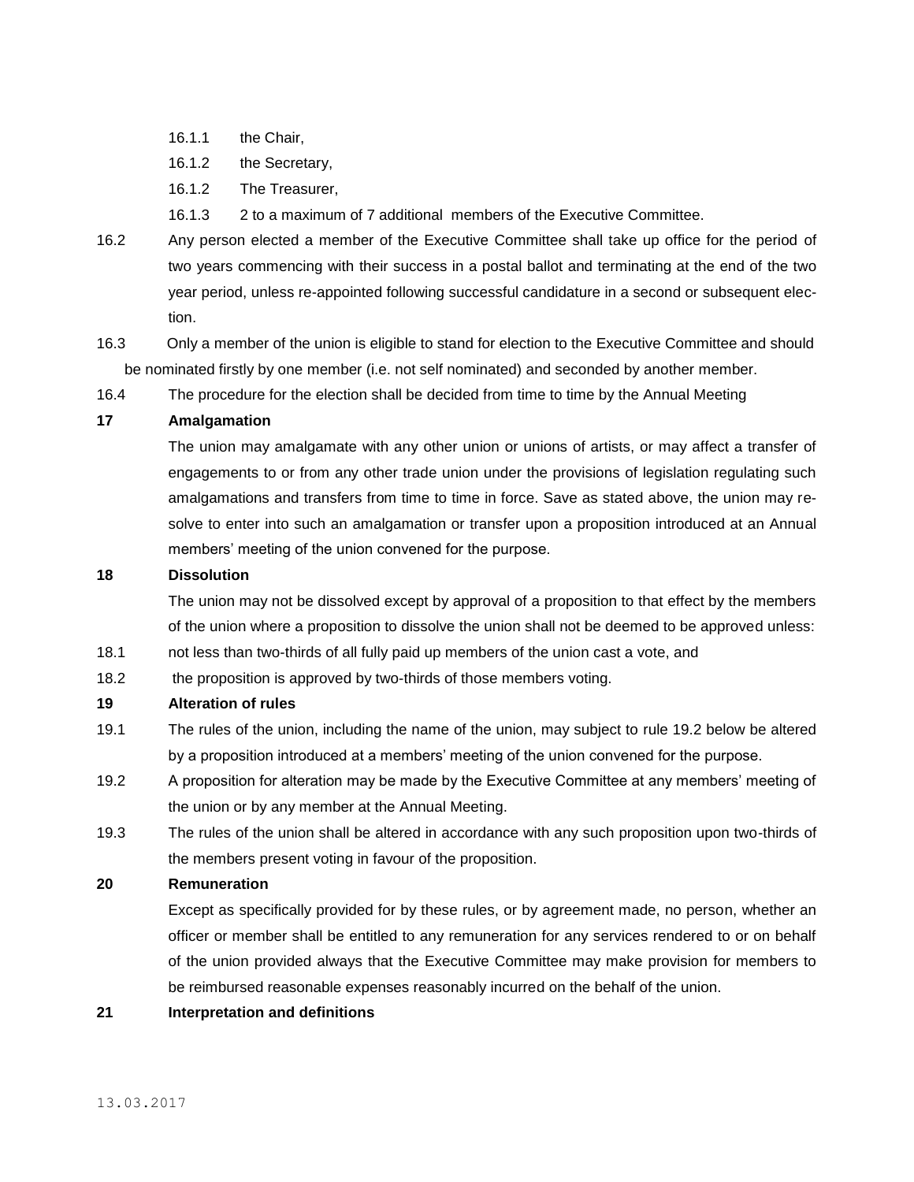16.1.1 the Chair,

16.1.2 the Secretary,

16.1.2 The Treasurer,

16.1.3 2 to a maximum of 7 additional members of the Executive Committee.

16.2 Any person elected a member of the Executive Committee shall take up office for the period of two years commencing with their success in a postal ballot and terminating at the end of the two year period, unless re-appointed following successful candidature in a second or subsequent election.

16.3 Only a member of the union is eligible to stand for election to the Executive Committee and should be nominated firstly by one member (i.e. not self nominated) and seconded by another member.

16.4 The procedure for the election shall be decided from time to time by the Annual Meeting

**17 Amalgamation**

The union may amalgamate with any other union or unions of artists, or may affect a transfer of engagements to or from any other trade union under the provisions of legislation regulating such amalgamations and transfers from time to time in force. Save as stated above, the union may resolve to enter into such an amalgamation or transfer upon a proposition introduced at an Annual members' meeting of the union convened for the purpose.

**18 Dissolution**

The union may not be dissolved except by approval of a proposition to that effect by the members of the union where a proposition to dissolve the union shall not be deemed to be approved unless:

18.1 not less than two-thirds of all fully paid up members of the union cast a vote, and

18.2 the proposition is approved by two-thirds of those members voting.

**19 Alteration of rules**

19.1 The rules of the union, including the name of the union, may subject to rule 19.2 below be altered by a proposition introduced at a members' meeting of the union convened for the purpose.

19.2 A proposition for alteration may be made by the Executive Committee at any members' meeting of the union or by any member at the Annual Meeting.

19.3 The rules of the union shall be altered in accordance with any such proposition upon two-thirds of the members present voting in favour of the proposition.

**20 Remuneration**

Except as specifically provided for by these rules, or by agreement made, no person, whether an officer or member shall be entitled to any remuneration for any services rendered to or on behalf of the union provided always that the Executive Committee may make provision for members to be reimbursed reasonable expenses reasonably incurred on the behalf of the union.

**21 Interpretation and definitions**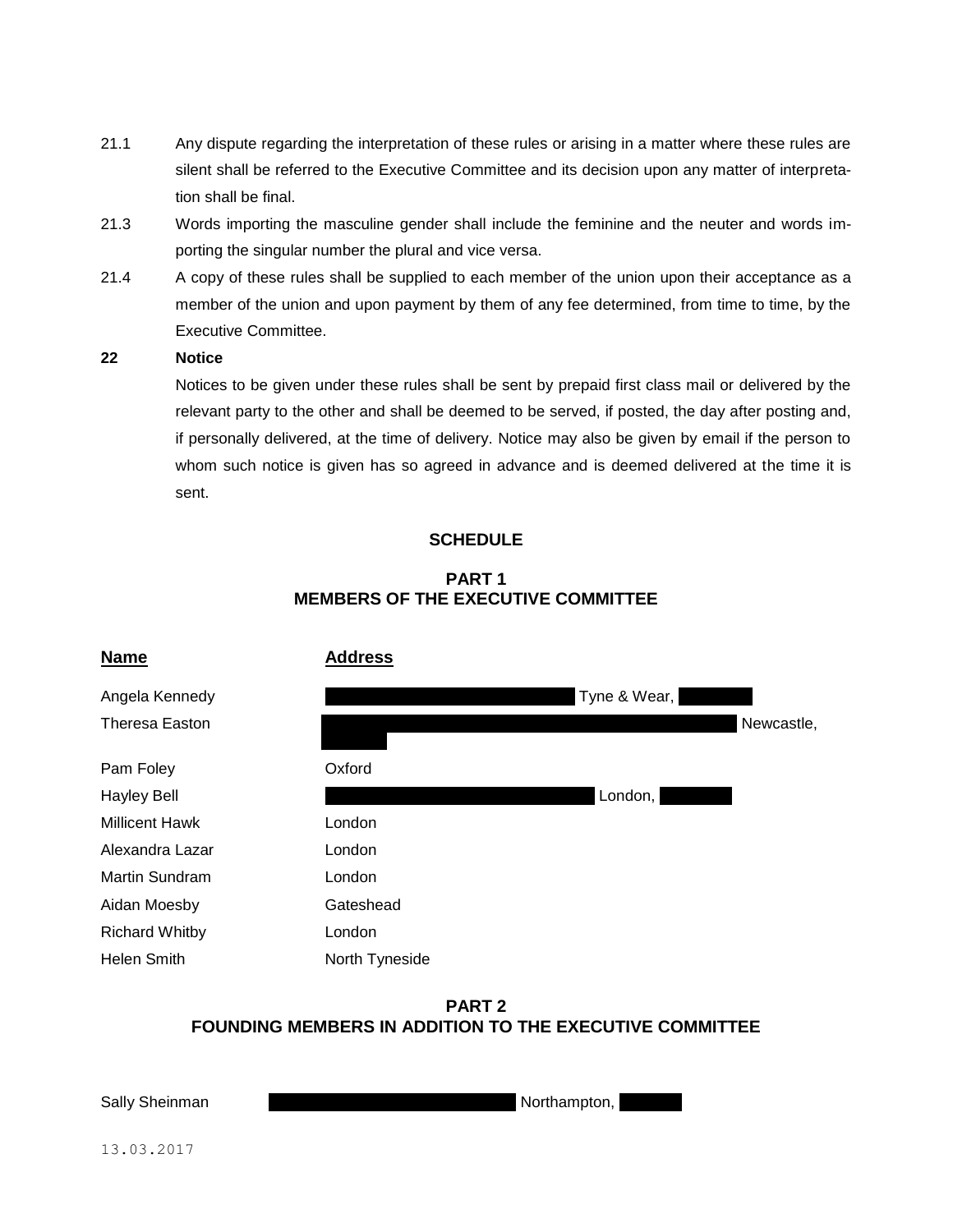21.1 Any dispute regarding the interpretation of these rules or arising in a matter where these rules are silent shall be referred to the Executive Committee and its decision upon any matter of interpretation shall be final.

21.3 Words importing the masculine gender shall include the feminine and the neuter and words importing the singular number the plural and vice versa.

21.4 A copy of these rules shall be supplied to each member of the union upon their acceptance as a member of the union and upon payment by them of any fee determined, from time to time, by the Executive Committee.

**22 Notice**

Notices to be given under these rules shall be sent by prepaid first class mail or delivered by the relevant party to the other and shall be deemed to be served, if posted, the day after posting and, if personally delivered, at the time of delivery. Notice may also be given by email if the person to whom such notice is given has so agreed in advance and is deemed delivered at the time it is sent.

## SCHEDULE

### PART 1
### MEMBERS OF THE EXECUTIVE COMMITTEE

| Name | Address |
|---|---|
| Angela Kennedy | [REDACTED] Tyne & Wear, [REDACTED] |
| Theresa Easton | [REDACTED] Newcastle, [REDACTED] |
| Pam Foley | Oxford |
| Hayley Bell | [REDACTED] London, [REDACTED] |
| Millicent Hawk | London |
| Alexandra Lazar | London |
| Martin Sundram | London |
| Aidan Moesby | Gateshead |
| Richard Whitby | London |
| Helen Smith | North Tyneside |

### PART 2
### FOUNDING MEMBERS IN ADDITION TO THE EXECUTIVE COMMITTEE

| | |
|---|---|
| Sally Sheinman | [REDACTED] Northampton, [REDACTED] |

13.03.2017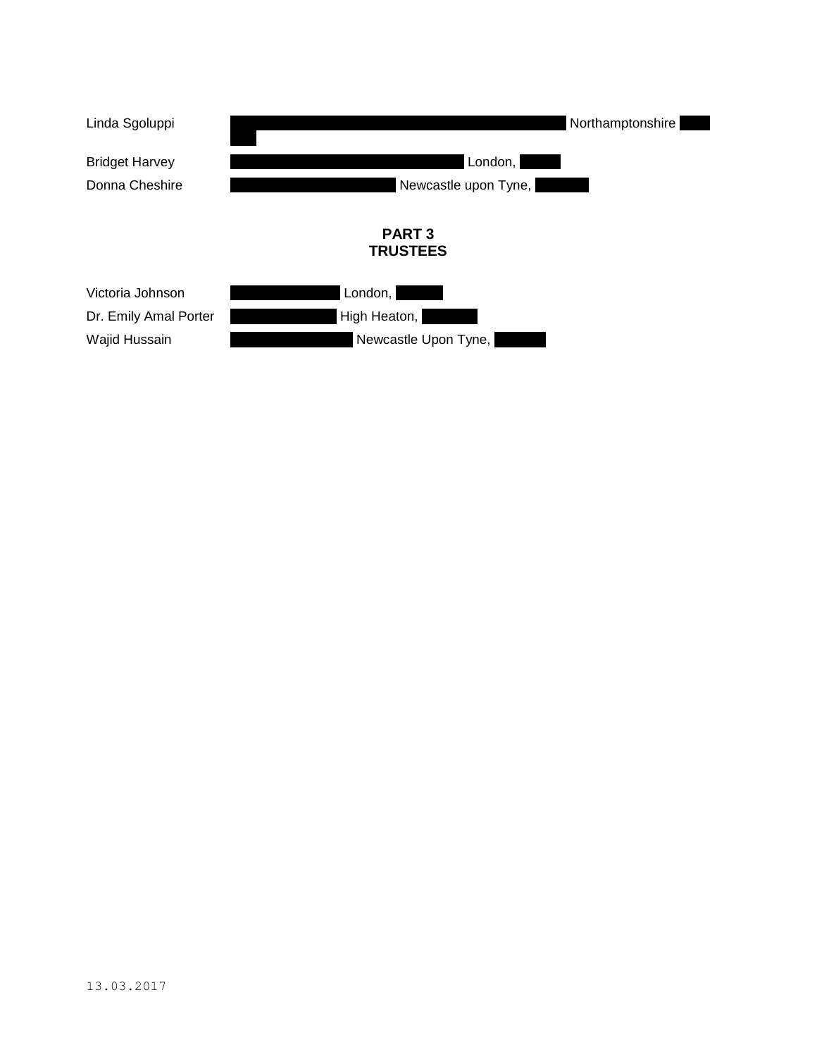| | |
|---|---|
| Linda Sgoluppi | Northamptonshire |
| Bridget Harvey | London, |
| Donna Cheshire | Newcastle upon Tyne, |

## PART 3
## TRUSTEES

| | |
|---|---|
| Victoria Johnson | London, |
| Dr. Emily Amal Porter | High Heaton, |
| Wajid Hussain | Newcastle Upon Tyne, |

13.03.2017